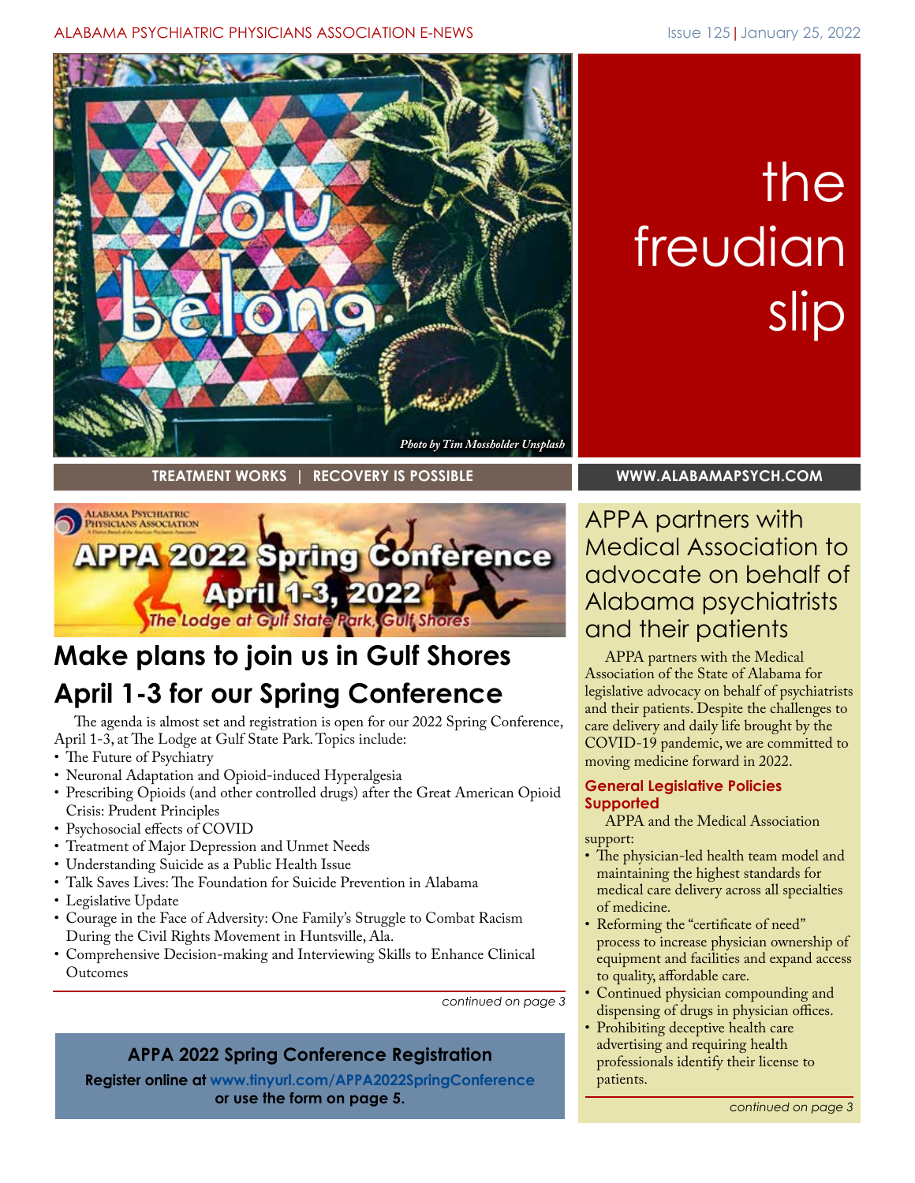ALABAMA PSYCHIATRIC PHYSICIANS ASSOCIATION E-NEWS

Issue 125 | January 25, 2022

# the freudian slip

*Photo by Tim Mossholder Unsplash*

**TREATMENT WORKS | RECOVERY IS POSSIBLE**

**WWW.ALABAMAPSYCH.COM**

APPA 2022 Spring Conference April 1-3, 2022 The Lodge at Gulf State Park, Gulf Shores

## Make plans to join us in Gulf Shores April 1-3 for our Spring Conference

The agenda is almost set and registration is open for our 2022 Spring Conference, April 1-3, at The Lodge at Gulf State Park. Topics include:

- The Future of Psychiatry
- Neuronal Adaptation and Opioid-induced Hyperalgesia
- Prescribing Opioids (and other controlled drugs) after the Great American Opioid Crisis: Prudent Principles
- Psychosocial effects of COVID
- Treatment of Major Depression and Unmet Needs
- Understanding Suicide as a Public Health Issue
- Talk Saves Lives: The Foundation for Suicide Prevention in Alabama
- Legislative Update
- Courage in the Face of Adversity: One Family's Struggle to Combat Racism During the Civil Rights Movement in Huntsville, Ala.
- Comprehensive Decision-making and Interviewing Skills to Enhance Clinical Outcomes

*continued on page 3*

### APPA 2022 Spring Conference Registration

**Register online at www.tinyurl.com/APPA2022SpringConference or use the form on page 5.**

## APPA partners with Medical Association to advocate on behalf of Alabama psychiatrists and their patients

APPA partners with the Medical Association of the State of Alabama for legislative advocacy on behalf of psychiatrists and their patients. Despite the challenges to care delivery and daily life brought by the COVID-19 pandemic, we are committed to moving medicine forward in 2022.

### General Legislative Policies Supported

APPA and the Medical Association support:

- The physician-led health team model and maintaining the highest standards for medical care delivery across all specialties of medicine.
- Reforming the "certificate of need" process to increase physician ownership of equipment and facilities and expand access to quality, affordable care.
- Continued physician compounding and dispensing of drugs in physician offices.
- Prohibiting deceptive health care advertising and requiring health professionals identify their license to patients.

*continued on page 3*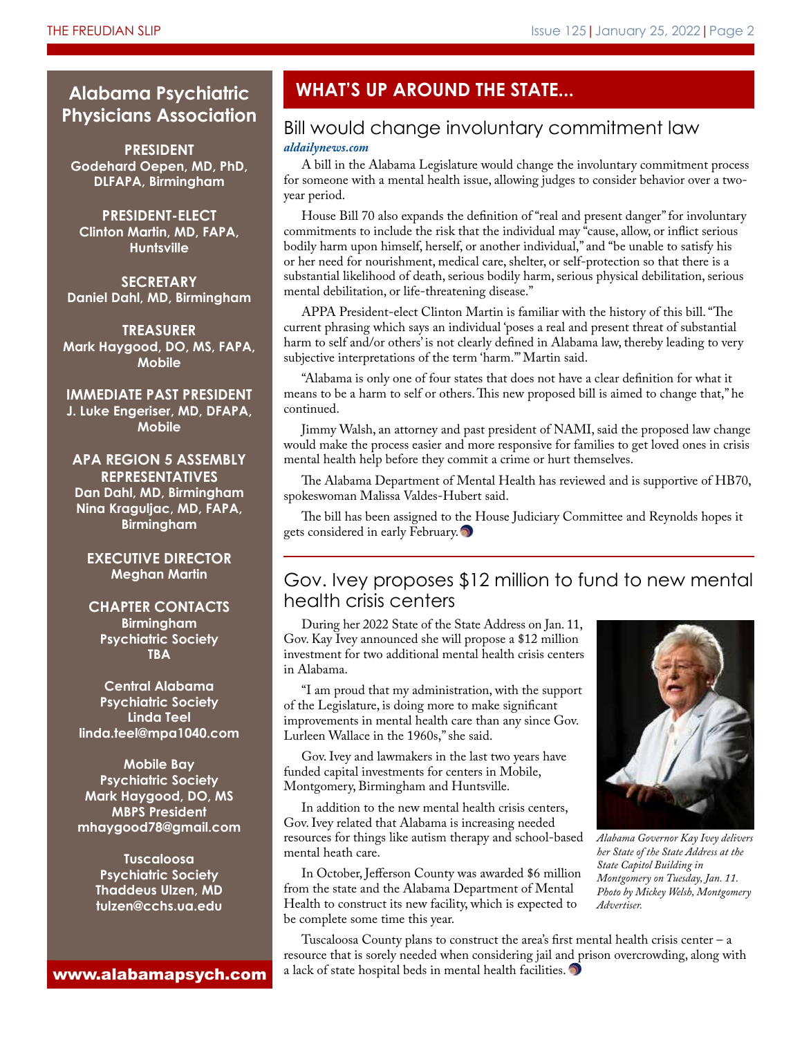## Alabama Psychiatric Physicians Association

**PRESIDENT**
Godehard Oepen, MD, PhD, DLFAPA, Birmingham

**PRESIDENT-ELECT**
Clinton Martin, MD, FAPA, Huntsville

**SECRETARY**
Daniel Dahl, MD, Birmingham

**TREASURER**
Mark Haygood, DO, MS, FAPA, Mobile

**IMMEDIATE PAST PRESIDENT**
J. Luke Engeriser, MD, DFAPA, Mobile

**APA REGION 5 ASSEMBLY REPRESENTATIVES**
Dan Dahl, MD, Birmingham
Nina Kraguljac, MD, FAPA, Birmingham

**EXECUTIVE DIRECTOR**
Meghan Martin

**CHAPTER CONTACTS**

Birmingham Psychiatric Society
TBA

Central Alabama Psychiatric Society
Linda Teel
linda.teel@mpa1040.com

Mobile Bay Psychiatric Society
Mark Haygood, DO, MS
MBPS President
mhaygood78@gmail.com

Tuscaloosa Psychiatric Society
Thaddeus Ulzen, MD
tulzen@cchs.ua.edu

**www.alabamapsych.com**

# WHAT'S UP AROUND THE STATE...

## Bill would change involuntary commitment law

*aldailynews.com*

A bill in the Alabama Legislature would change the involuntary commitment process for someone with a mental health issue, allowing judges to consider behavior over a two-year period.

House Bill 70 also expands the definition of "real and present danger" for involuntary commitments to include the risk that the individual may "cause, allow, or inflict serious bodily harm upon himself, herself, or another individual," and "be unable to satisfy his or her need for nourishment, medical care, shelter, or self-protection so that there is a substantial likelihood of death, serious bodily harm, serious physical debilitation, serious mental debilitation, or life-threatening disease."

APPA President-elect Clinton Martin is familiar with the history of this bill. "The current phrasing which says an individual 'poses a real and present threat of substantial harm to self and/or others' is not clearly defined in Alabama law, thereby leading to very subjective interpretations of the term 'harm.'" Martin said.

"Alabama is only one of four states that does not have a clear definition for what it means to be a harm to self or others. This new proposed bill is aimed to change that," he continued.

Jimmy Walsh, an attorney and past president of NAMI, said the proposed law change would make the process easier and more responsive for families to get loved ones in crisis mental health help before they commit a crime or hurt themselves.

The Alabama Department of Mental Health has reviewed and is supportive of HB70, spokeswoman Malissa Valdes-Hubert said.

The bill has been assigned to the House Judiciary Committee and Reynolds hopes it gets considered in early February.

## Gov. Ivey proposes $12 million to fund to new mental health crisis centers

During her 2022 State of the State Address on Jan. 11, Gov. Kay Ivey announced she will propose a $12 million investment for two additional mental health crisis centers in Alabama.

"I am proud that my administration, with the support of the Legislature, is doing more to make significant improvements in mental health care than any since Gov. Lurleen Wallace in the 1960s," she said.

Gov. Ivey and lawmakers in the last two years have funded capital investments for centers in Mobile, Montgomery, Birmingham and Huntsville.

In addition to the new mental health crisis centers, Gov. Ivey related that Alabama is increasing needed resources for things like autism therapy and school-based mental heath care.

In October, Jefferson County was awarded $6 million from the state and the Alabama Department of Mental Health to construct its new facility, which is expected to be complete some time this year.

*Alabama Governor Kay Ivey delivers her State of the State Address at the State Capitol Building in Montgomery on Tuesday, Jan. 11. Photo by Mickey Welsh, Montgomery Advertiser.*

Tuscaloosa County plans to construct the area's first mental health crisis center – a resource that is sorely needed when considering jail and prison overcrowding, along with a lack of state hospital beds in mental health facilities.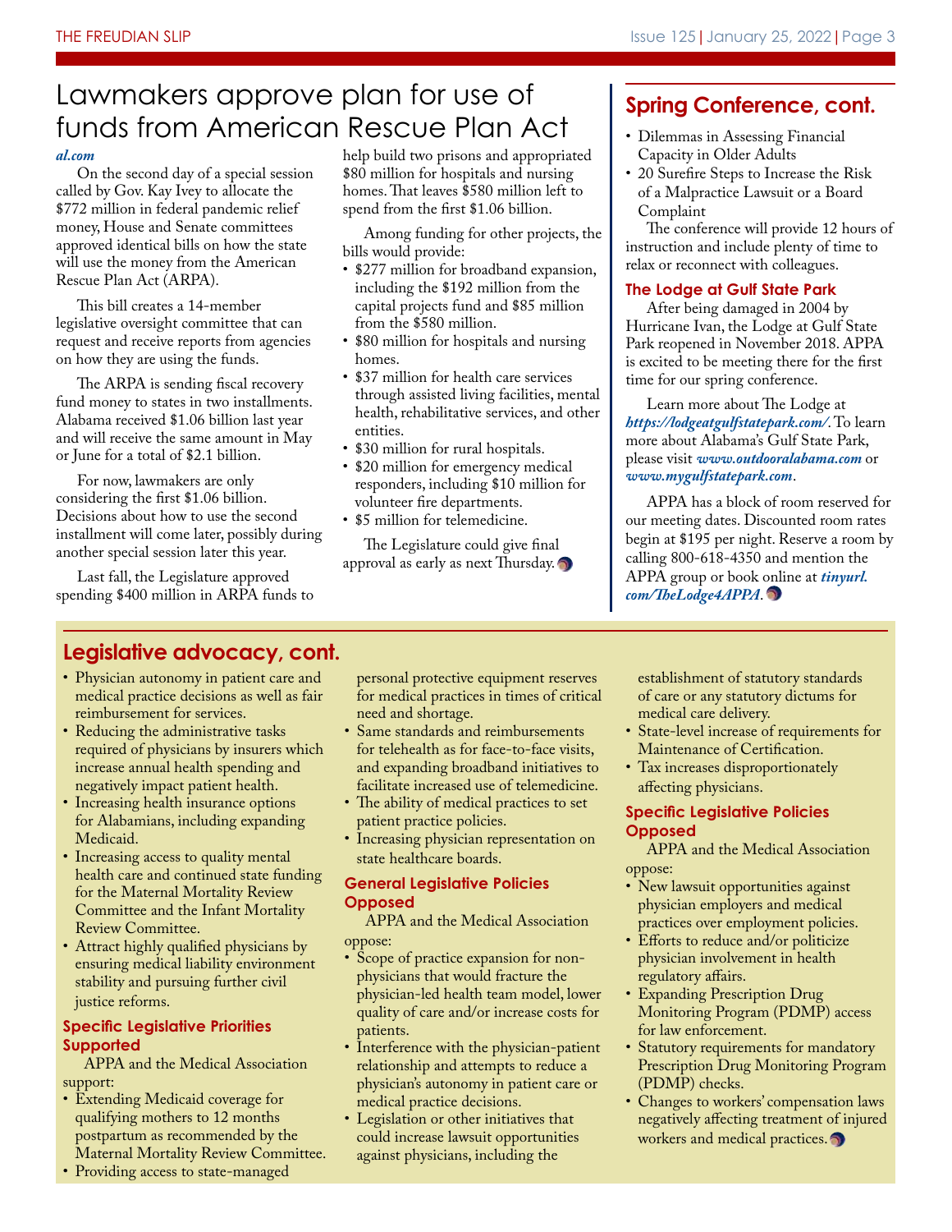# Lawmakers approve plan for use of funds from American Rescue Plan Act

*al.com*

On the second day of a special session called by Gov. Kay Ivey to allocate the $772 million in federal pandemic relief money, House and Senate committees approved identical bills on how the state will use the money from the American Rescue Plan Act (ARPA).

This bill creates a 14-member legislative oversight committee that can request and receive reports from agencies on how they are using the funds.

The ARPA is sending fiscal recovery fund money to states in two installments. Alabama received $1.06 billion last year and will receive the same amount in May or June for a total of $2.1 billion.

For now, lawmakers are only considering the first $1.06 billion. Decisions about how to use the second installment will come later, possibly during another special session later this year.

Last fall, the Legislature approved spending $400 million in ARPA funds to help build two prisons and appropriated $80 million for hospitals and nursing homes. That leaves $580 million left to spend from the first $1.06 billion.

Among funding for other projects, the bills would provide:

- $277 million for broadband expansion, including the $192 million from the capital projects fund and $85 million from the $580 million.
- $80 million for hospitals and nursing homes.
- $37 million for health care services through assisted living facilities, mental health, rehabilitative services, and other entities.
- $30 million for rural hospitals.
- $20 million for emergency medical responders, including $10 million for volunteer fire departments.
- $5 million for telemedicine.

The Legislature could give final approval as early as next Thursday.

## Spring Conference, cont.

- Dilemmas in Assessing Financial Capacity in Older Adults
- 20 Surefire Steps to Increase the Risk of a Malpractice Lawsuit or a Board Complaint

The conference will provide 12 hours of instruction and include plenty of time to relax or reconnect with colleagues.

### The Lodge at Gulf State Park

After being damaged in 2004 by Hurricane Ivan, the Lodge at Gulf State Park reopened in November 2018. APPA is excited to be meeting there for the first time for our spring conference.

Learn more about The Lodge at ***https://lodgeatgulfstatepark.com/***. To learn more about Alabama's Gulf State Park, please visit ***www.outdooralabama.com*** or ***www.mygulfstatepark.com***.

APPA has a block of room reserved for our meeting dates. Discounted room rates begin at $195 per night. Reserve a room by calling 800-618-4350 and mention the APPA group or book online at ***tinyurl.com/TheLodge4APPA***.

## Legislative advocacy, cont.

- Physician autonomy in patient care and medical practice decisions as well as fair reimbursement for services.
- Reducing the administrative tasks required of physicians by insurers which increase annual health spending and negatively impact patient health.
- Increasing health insurance options for Alabamians, including expanding Medicaid.
- Increasing access to quality mental health care and continued state funding for the Maternal Mortality Review Committee and the Infant Mortality Review Committee.
- Attract highly qualified physicians by ensuring medical liability environment stability and pursuing further civil justice reforms.

### Specific Legislative Priorities Supported

APPA and the Medical Association support:

- Extending Medicaid coverage for qualifying mothers to 12 months postpartum as recommended by the Maternal Mortality Review Committee.
- Providing access to state-managed personal protective equipment reserves for medical practices in times of critical need and shortage.
- Same standards and reimbursements for telehealth as for face-to-face visits, and expanding broadband initiatives to facilitate increased use of telemedicine.
- The ability of medical practices to set patient practice policies.
- Increasing physician representation on state healthcare boards.

### General Legislative Policies Opposed

APPA and the Medical Association oppose:

- Scope of practice expansion for non-physicians that would fracture the physician-led health team model, lower quality of care and/or increase costs for patients.
- Interference with the physician-patient relationship and attempts to reduce a physician's autonomy in patient care or medical practice decisions.
- Legislation or other initiatives that could increase lawsuit opportunities against physicians, including the establishment of statutory standards of care or any statutory dictums for medical care delivery.
- State-level increase of requirements for Maintenance of Certification.
- Tax increases disproportionately affecting physicians.

### Specific Legislative Policies Opposed

APPA and the Medical Association oppose:

- New lawsuit opportunities against physician employers and medical practices over employment policies.
- Efforts to reduce and/or politicize physician involvement in health regulatory affairs.
- Expanding Prescription Drug Monitoring Program (PDMP) access for law enforcement.
- Statutory requirements for mandatory Prescription Drug Monitoring Program (PDMP) checks.
- Changes to workers' compensation laws negatively affecting treatment of injured workers and medical practices.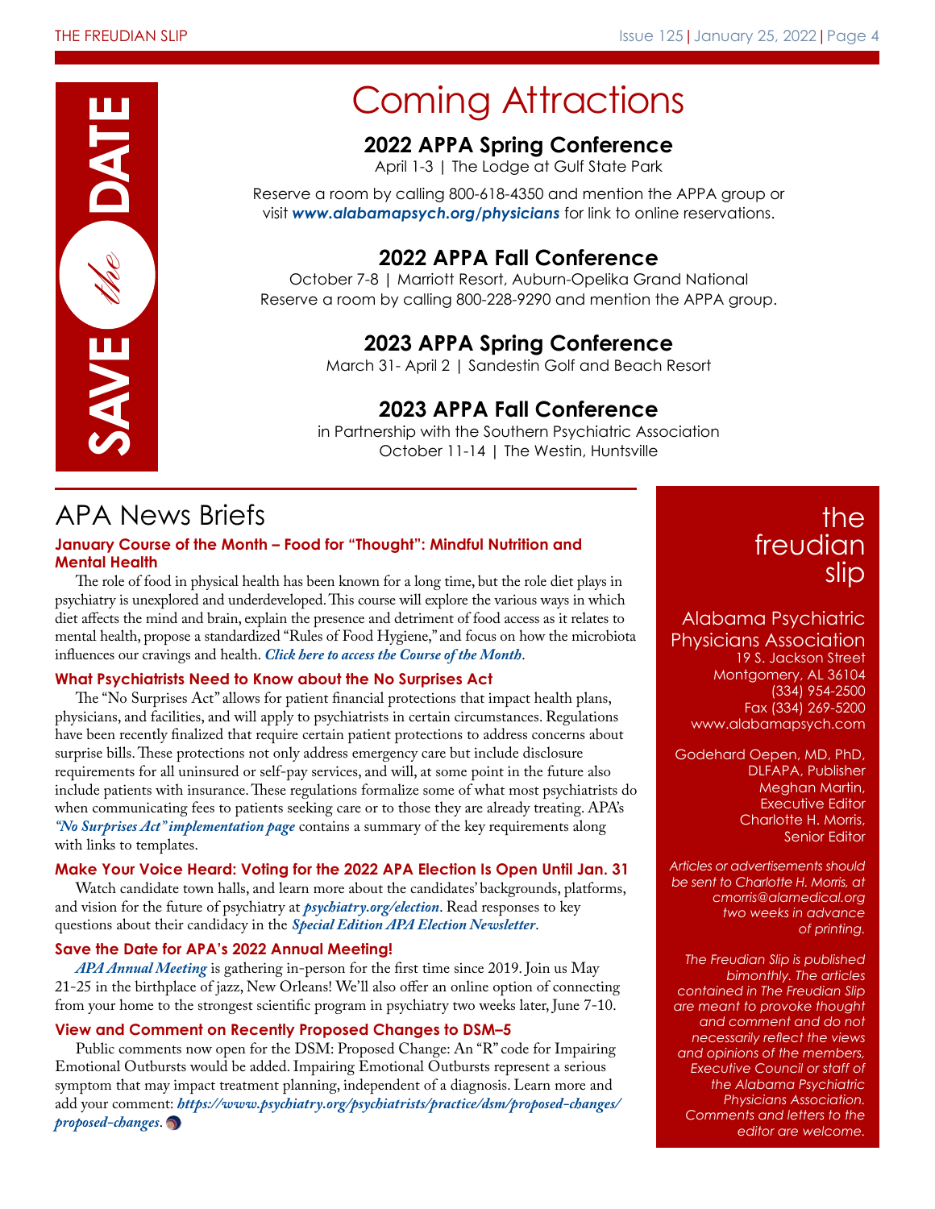SAVE *the* DATE

# Coming Attractions

### 2022 APPA Spring Conference

April 1-3 | The Lodge at Gulf State Park

Reserve a room by calling 800-618-4350 and mention the APPA group or visit ***www.alabamapsych.org/physicians*** for link to online reservations.

### 2022 APPA Fall Conference

October 7-8 | Marriott Resort, Auburn-Opelika Grand National
Reserve a room by calling 800-228-9290 and mention the APPA group.

### 2023 APPA Spring Conference

March 31- April 2 | Sandestin Golf and Beach Resort

### 2023 APPA Fall Conference

in Partnership with the Southern Psychiatric Association
October 11-14 | The Westin, Huntsville

# APA News Briefs

### January Course of the Month – Food for "Thought": Mindful Nutrition and Mental Health

The role of food in physical health has been known for a long time, but the role diet plays in psychiatry is unexplored and underdeveloped. This course will explore the various ways in which diet affects the mind and brain, explain the presence and detriment of food access as it relates to mental health, propose a standardized "Rules of Food Hygiene," and focus on how the microbiota influences our cravings and health. ***Click here to access the Course of the Month***.

### What Psychiatrists Need to Know about the No Surprises Act

The "No Surprises Act" allows for patient financial protections that impact health plans, physicians, and facilities, and will apply to psychiatrists in certain circumstances. Regulations have been recently finalized that require certain patient protections to address concerns about surprise bills. These protections not only address emergency care but include disclosure requirements for all uninsured or self-pay services, and will, at some point in the future also include patients with insurance. These regulations formalize some of what most psychiatrists do when communicating fees to patients seeking care or to those they are already treating. APA's ***"No Surprises Act" implementation page*** contains a summary of the key requirements along with links to templates.

### Make Your Voice Heard: Voting for the 2022 APA Election Is Open Until Jan. 31

Watch candidate town halls, and learn more about the candidates' backgrounds, platforms, and vision for the future of psychiatry at ***psychiatry.org/election***. Read responses to key questions about their candidacy in the ***Special Edition APA Election Newsletter***.

### Save the Date for APA's 2022 Annual Meeting!

***APA Annual Meeting*** is gathering in-person for the first time since 2019. Join us May 21-25 in the birthplace of jazz, New Orleans! We'll also offer an online option of connecting from your home to the strongest scientific program in psychiatry two weeks later, June 7-10.

### View and Comment on Recently Proposed Changes to DSM–5

Public comments now open for the DSM: Proposed Change: An "R" code for Impairing Emotional Outbursts would be added. Impairing Emotional Outbursts represent a serious symptom that may impact treatment planning, independent of a diagnosis. Learn more and add your comment: ***https://www.psychiatry.org/psychiatrists/practice/dsm/proposed-changes/proposed-changes***.

---

## the freudian slip

Alabama Psychiatric Physicians Association
19 S. Jackson Street
Montgomery, AL 36104
(334) 954-2500
Fax (334) 269-5200
www.alabamapsych.com

Godehard Oepen, MD, PhD, DLFAPA, Publisher
Meghan Martin, Executive Editor
Charlotte H. Morris, Senior Editor

*Articles or advertisements should be sent to Charlotte H. Morris, at cmorris@alamedical.org two weeks in advance of printing.*

*The Freudian Slip is published bimonthly. The articles contained in The Freudian Slip are meant to provoke thought and comment and do not necessarily reflect the views and opinions of the members, Executive Council or staff of the Alabama Psychiatric Physicians Association. Comments and letters to the editor are welcome.*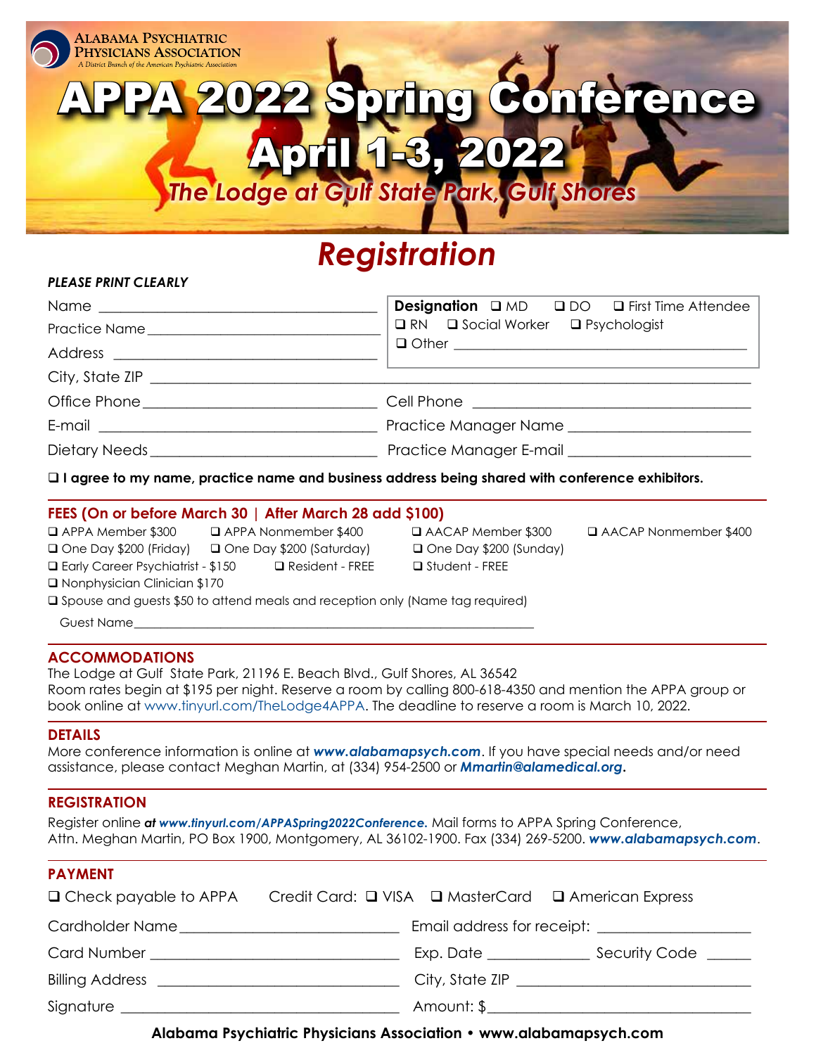ALABAMA PSYCHIATRIC PHYSICIANS ASSOCIATION
A District Branch of the American Psychiatric Association

# APPA 2022 Spring Conference

# April 1-3, 2022

***The Lodge at Gulf State Park, Gulf Shores***

## *Registration*

***PLEASE PRINT CLEARLY***

Name ______________________________

Practice Name ______________________________

Address ______________________________

**Designation** ❑ MD ❑ DO ❑ First Time Attendee
❑ RN ❑ Social Worker ❑ Psychologist
❑ Other ______________________________

City, State ZIP ______________________________

Office Phone ______________________ Cell Phone ______________________

E-mail ______________________ Practice Manager Name ______________________

Dietary Needs ______________________ Practice Manager E-mail ______________________

❑ **I agree to my name, practice name and business address being shared with conference exhibitors.**

### FEES (On or before March 30 | After March 28 add $100)

❑ APPA Member $300 ❑ APPA Nonmember $400 ❑ AACAP Member $300 ❑ AACAP Nonmember $400
❑ One Day $200 (Friday) ❑ One Day $200 (Saturday) ❑ One Day $200 (Sunday)
❑ Early Career Psychiatrist - $150 ❑ Resident - FREE ❑ Student - FREE
❑ Nonphysician Clinician $170
❑ Spouse and guests $50 to attend meals and reception only (Name tag required)

Guest Name ______________________________

### ACCOMMODATIONS

The Lodge at Gulf State Park, 21196 E. Beach Blvd., Gulf Shores, AL 36542
Room rates begin at $195 per night. Reserve a room by calling 800-618-4350 and mention the APPA group or book online at www.tinyurl.com/TheLodge4APPA. The deadline to reserve a room is March 10, 2022.

### DETAILS

More conference information is online at ***www.alabamapsych.com***. If you have special needs and/or need assistance, please contact Meghan Martin, at (334) 954-2500 or ***Mmartin@alamedical.org***.

### REGISTRATION

Register online ***at www.tinyurl.com/APPASpring2022Conference.*** Mail forms to APPA Spring Conference, Attn. Meghan Martin, PO Box 1900, Montgomery, AL 36102-1900. Fax (334) 269-5200. ***www.alabamapsych.com***.

### PAYMENT

❑ Check payable to APPA Credit Card: ❑ VISA ❑ MasterCard ❑ American Express

Cardholder Name ______________________ Email address for receipt: ______________________

Card Number ______________________ Exp. Date __________ Security Code ______

Billing Address ______________________ City, State ZIP ______________________

Signature ______________________ Amount: $______________________

**Alabama Psychiatric Physicians Association • www.alabamapsych.com**